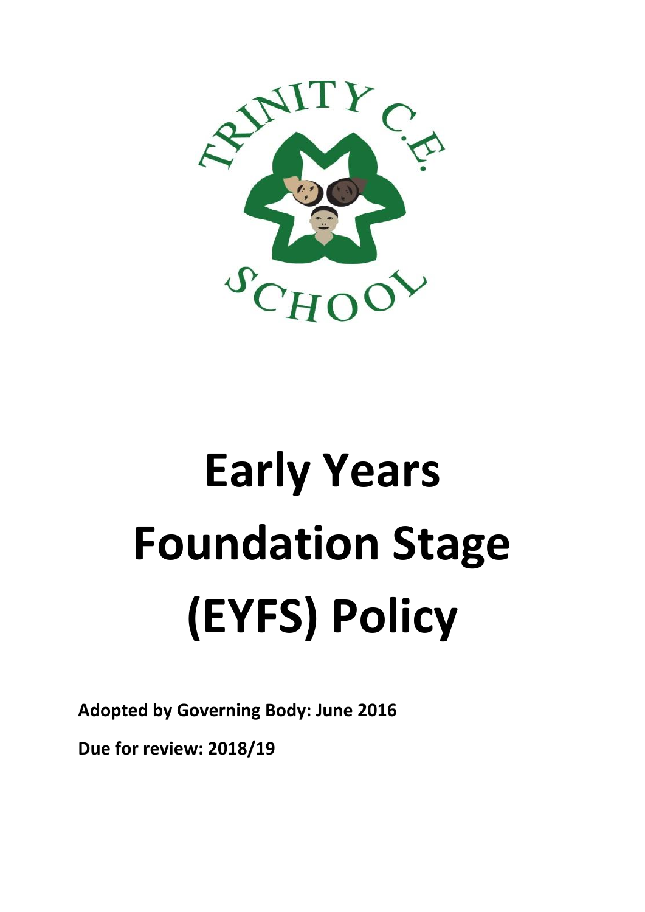# Early Years Foundation Stage (EYFS) Policy

**Adopted by Governing Body: June 2016**

**Due for review: 2018/19**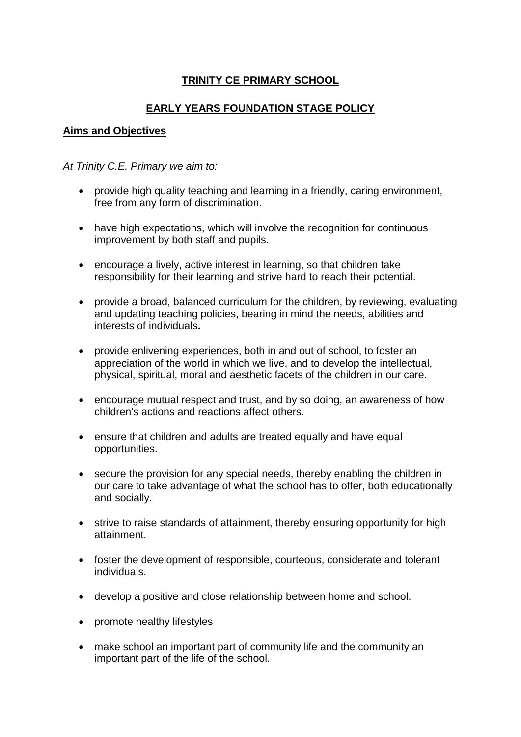# TRINITY CE PRIMARY SCHOOL

## EARLY YEARS FOUNDATION STAGE POLICY

### Aims and Objectives

*At Trinity C.E. Primary we aim to:*

- provide high quality teaching and learning in a friendly, caring environment, free from any form of discrimination.
- have high expectations, which will involve the recognition for continuous improvement by both staff and pupils.
- encourage a lively, active interest in learning, so that children take responsibility for their learning and strive hard to reach their potential.
- provide a broad, balanced curriculum for the children, by reviewing, evaluating and updating teaching policies, bearing in mind the needs, abilities and interests of individuals**.**
- provide enlivening experiences, both in and out of school, to foster an appreciation of the world in which we live, and to develop the intellectual, physical, spiritual, moral and aesthetic facets of the children in our care.
- encourage mutual respect and trust, and by so doing, an awareness of how children's actions and reactions affect others.
- ensure that children and adults are treated equally and have equal opportunities.
- secure the provision for any special needs, thereby enabling the children in our care to take advantage of what the school has to offer, both educationally and socially.
- strive to raise standards of attainment, thereby ensuring opportunity for high attainment.
- foster the development of responsible, courteous, considerate and tolerant individuals.
- develop a positive and close relationship between home and school.
- promote healthy lifestyles
- make school an important part of community life and the community an important part of the life of the school.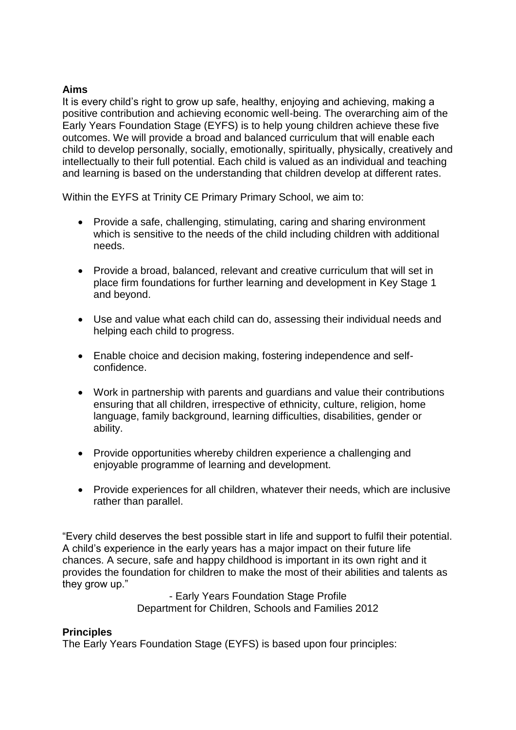**Aims**

It is every child's right to grow up safe, healthy, enjoying and achieving, making a positive contribution and achieving economic well-being. The overarching aim of the Early Years Foundation Stage (EYFS) is to help young children achieve these five outcomes. We will provide a broad and balanced curriculum that will enable each child to develop personally, socially, emotionally, spiritually, physically, creatively and intellectually to their full potential. Each child is valued as an individual and teaching and learning is based on the understanding that children develop at different rates.

Within the EYFS at Trinity CE Primary Primary School, we aim to:

- Provide a safe, challenging, stimulating, caring and sharing environment which is sensitive to the needs of the child including children with additional needs.
- Provide a broad, balanced, relevant and creative curriculum that will set in place firm foundations for further learning and development in Key Stage 1 and beyond.
- Use and value what each child can do, assessing their individual needs and helping each child to progress.
- Enable choice and decision making, fostering independence and self-confidence.
- Work in partnership with parents and guardians and value their contributions ensuring that all children, irrespective of ethnicity, culture, religion, home language, family background, learning difficulties, disabilities, gender or ability.
- Provide opportunities whereby children experience a challenging and enjoyable programme of learning and development.
- Provide experiences for all children, whatever their needs, which are inclusive rather than parallel.

"Every child deserves the best possible start in life and support to fulfil their potential. A child's experience in the early years has a major impact on their future life chances. A secure, safe and happy childhood is important in its own right and it provides the foundation for children to make the most of their abilities and talents as they grow up."

- Early Years Foundation Stage Profile
Department for Children, Schools and Families 2012

**Principles**

The Early Years Foundation Stage (EYFS) is based upon four principles: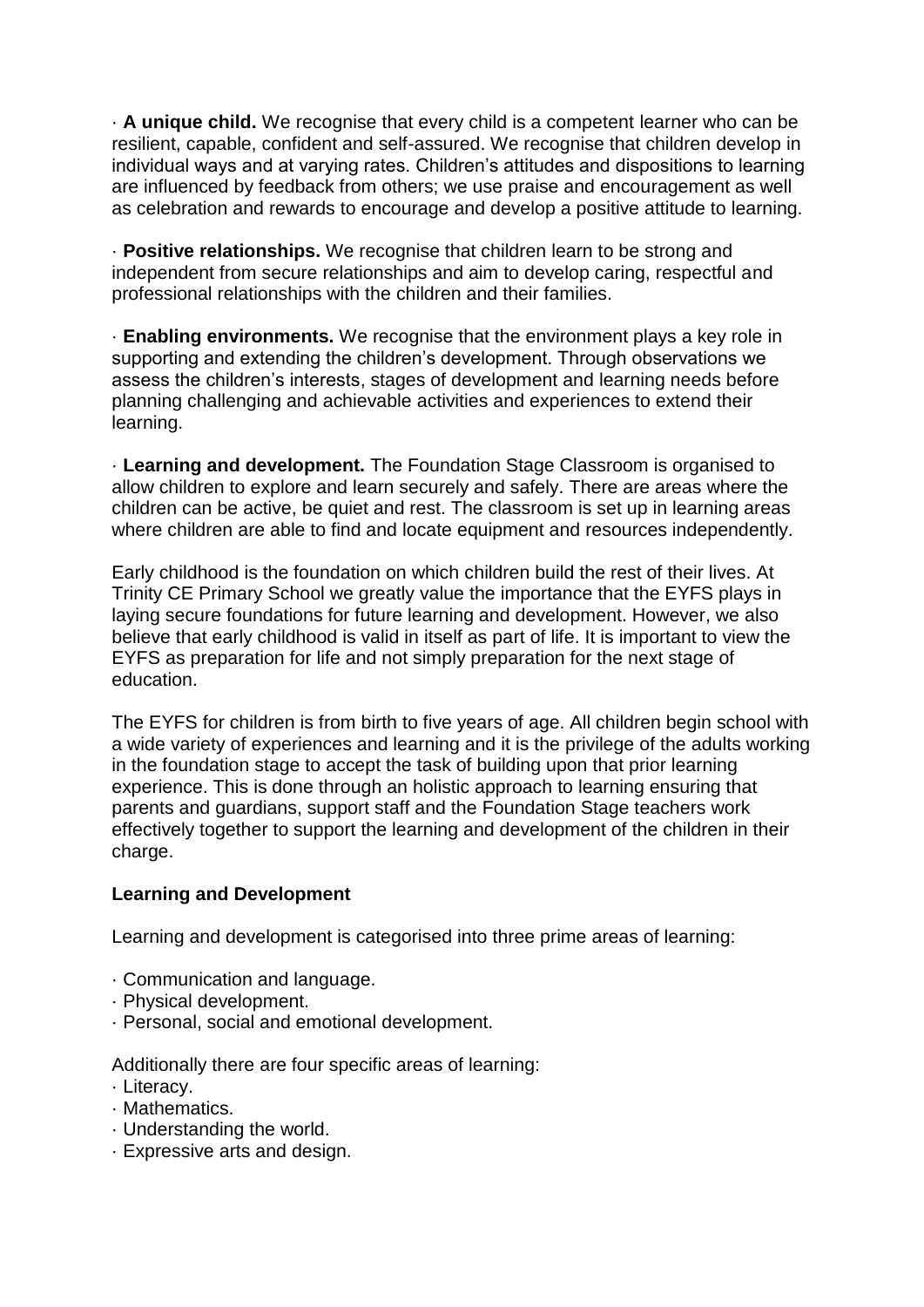· **A unique child.** We recognise that every child is a competent learner who can be resilient, capable, confident and self-assured. We recognise that children develop in individual ways and at varying rates. Children's attitudes and dispositions to learning are influenced by feedback from others; we use praise and encouragement as well as celebration and rewards to encourage and develop a positive attitude to learning.

· **Positive relationships.** We recognise that children learn to be strong and independent from secure relationships and aim to develop caring, respectful and professional relationships with the children and their families.

· **Enabling environments.** We recognise that the environment plays a key role in supporting and extending the children's development. Through observations we assess the children's interests, stages of development and learning needs before planning challenging and achievable activities and experiences to extend their learning.

· **Learning and development.** The Foundation Stage Classroom is organised to allow children to explore and learn securely and safely. There are areas where the children can be active, be quiet and rest. The classroom is set up in learning areas where children are able to find and locate equipment and resources independently.

Early childhood is the foundation on which children build the rest of their lives. At Trinity CE Primary School we greatly value the importance that the EYFS plays in laying secure foundations for future learning and development. However, we also believe that early childhood is valid in itself as part of life. It is important to view the EYFS as preparation for life and not simply preparation for the next stage of education.

The EYFS for children is from birth to five years of age. All children begin school with a wide variety of experiences and learning and it is the privilege of the adults working in the foundation stage to accept the task of building upon that prior learning experience. This is done through an holistic approach to learning ensuring that parents and guardians, support staff and the Foundation Stage teachers work effectively together to support the learning and development of the children in their charge.

**Learning and Development**

Learning and development is categorised into three prime areas of learning:

· Communication and language.
· Physical development.
· Personal, social and emotional development.

Additionally there are four specific areas of learning:
· Literacy.
· Mathematics.
· Understanding the world.
· Expressive arts and design.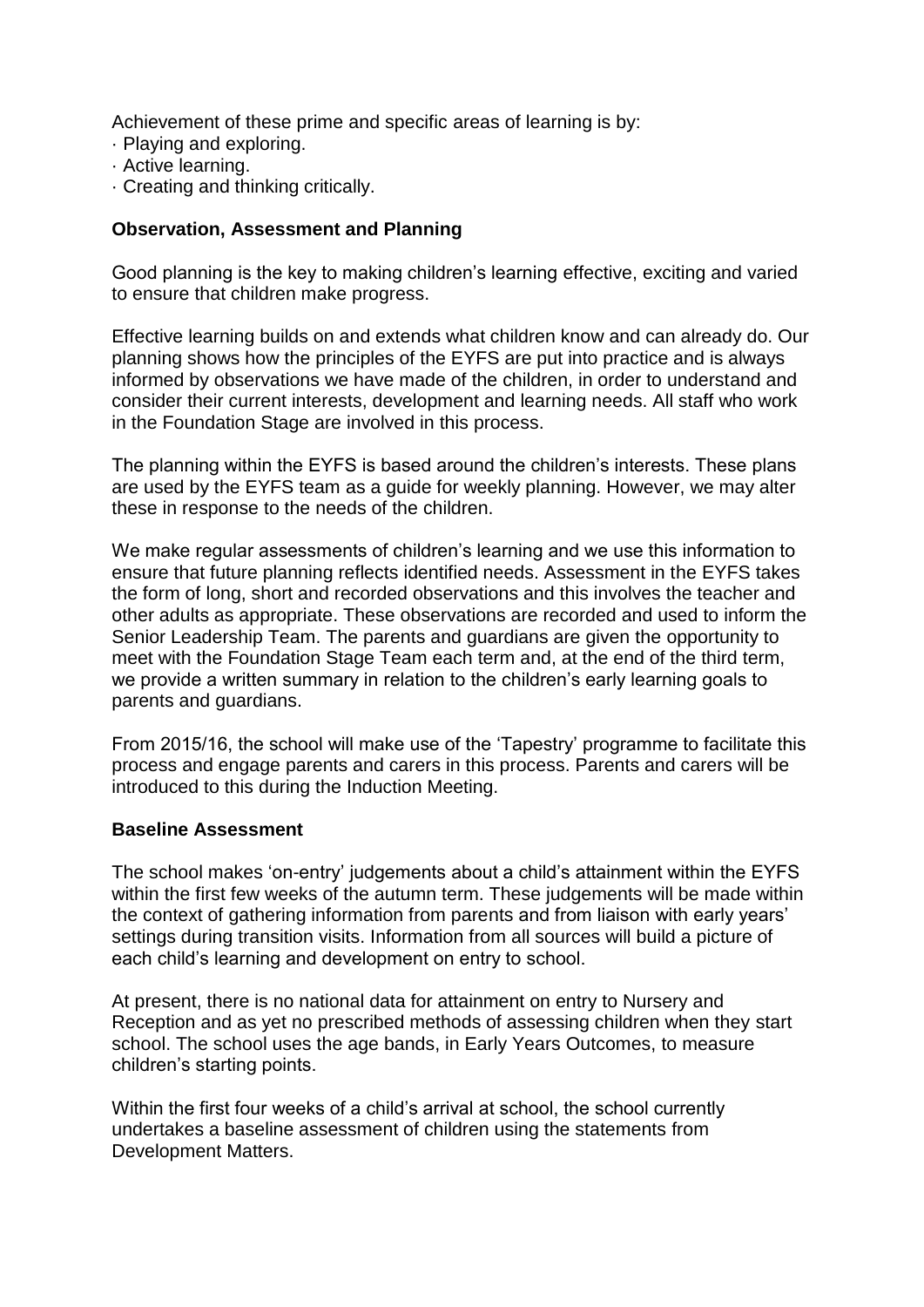Achievement of these prime and specific areas of learning is by:

- Playing and exploring.
- Active learning.
- Creating and thinking critically.

**Observation, Assessment and Planning**

Good planning is the key to making children's learning effective, exciting and varied to ensure that children make progress.

Effective learning builds on and extends what children know and can already do. Our planning shows how the principles of the EYFS are put into practice and is always informed by observations we have made of the children, in order to understand and consider their current interests, development and learning needs. All staff who work in the Foundation Stage are involved in this process.

The planning within the EYFS is based around the children's interests. These plans are used by the EYFS team as a guide for weekly planning. However, we may alter these in response to the needs of the children.

We make regular assessments of children's learning and we use this information to ensure that future planning reflects identified needs. Assessment in the EYFS takes the form of long, short and recorded observations and this involves the teacher and other adults as appropriate. These observations are recorded and used to inform the Senior Leadership Team. The parents and guardians are given the opportunity to meet with the Foundation Stage Team each term and, at the end of the third term, we provide a written summary in relation to the children's early learning goals to parents and guardians.

From 2015/16, the school will make use of the 'Tapestry' programme to facilitate this process and engage parents and carers in this process. Parents and carers will be introduced to this during the Induction Meeting.

**Baseline Assessment**

The school makes 'on-entry' judgements about a child's attainment within the EYFS within the first few weeks of the autumn term. These judgements will be made within the context of gathering information from parents and from liaison with early years' settings during transition visits. Information from all sources will build a picture of each child's learning and development on entry to school.

At present, there is no national data for attainment on entry to Nursery and Reception and as yet no prescribed methods of assessing children when they start school. The school uses the age bands, in Early Years Outcomes, to measure children's starting points.

Within the first four weeks of a child's arrival at school, the school currently undertakes a baseline assessment of children using the statements from Development Matters.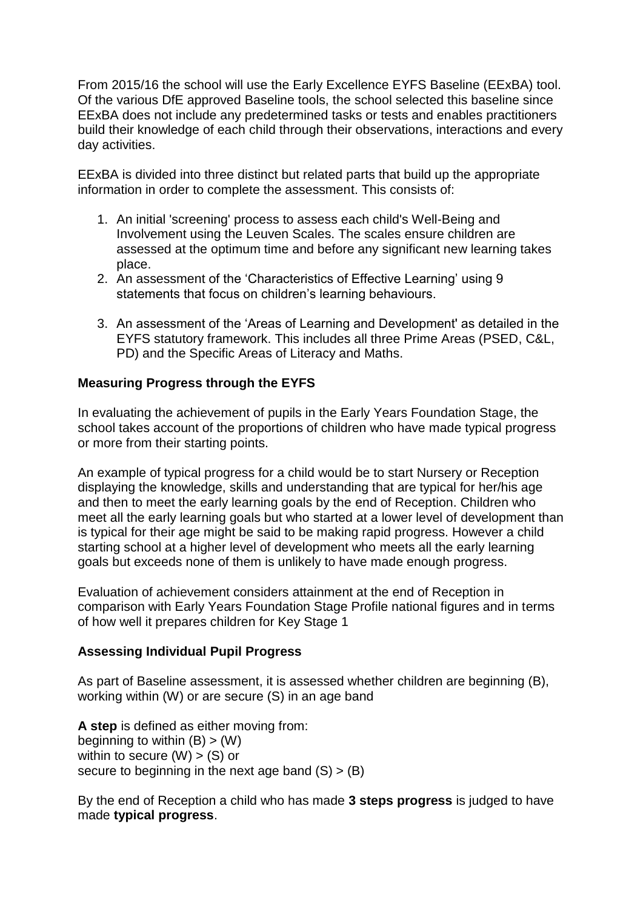From 2015/16 the school will use the Early Excellence EYFS Baseline (EExBA) tool. Of the various DfE approved Baseline tools, the school selected this baseline since EExBA does not include any predetermined tasks or tests and enables practitioners build their knowledge of each child through their observations, interactions and every day activities.

EExBA is divided into three distinct but related parts that build up the appropriate information in order to complete the assessment. This consists of:

1. An initial 'screening' process to assess each child's Well-Being and Involvement using the Leuven Scales. The scales ensure children are assessed at the optimum time and before any significant new learning takes place.
2. An assessment of the 'Characteristics of Effective Learning' using 9 statements that focus on children's learning behaviours.
3. An assessment of the 'Areas of Learning and Development' as detailed in the EYFS statutory framework. This includes all three Prime Areas (PSED, C&L, PD) and the Specific Areas of Literacy and Maths.

**Measuring Progress through the EYFS**

In evaluating the achievement of pupils in the Early Years Foundation Stage, the school takes account of the proportions of children who have made typical progress or more from their starting points.

An example of typical progress for a child would be to start Nursery or Reception displaying the knowledge, skills and understanding that are typical for her/his age and then to meet the early learning goals by the end of Reception. Children who meet all the early learning goals but who started at a lower level of development than is typical for their age might be said to be making rapid progress. However a child starting school at a higher level of development who meets all the early learning goals but exceeds none of them is unlikely to have made enough progress.

Evaluation of achievement considers attainment at the end of Reception in comparison with Early Years Foundation Stage Profile national figures and in terms of how well it prepares children for Key Stage 1

**Assessing Individual Pupil Progress**

As part of Baseline assessment, it is assessed whether children are beginning (B), working within (W) or are secure (S) in an age band

**A step** is defined as either moving from:
beginning to within (B) > (W)
within to secure (W) > (S) or
secure to beginning in the next age band (S) > (B)

By the end of Reception a child who has made **3 steps progress** is judged to have made **typical progress**.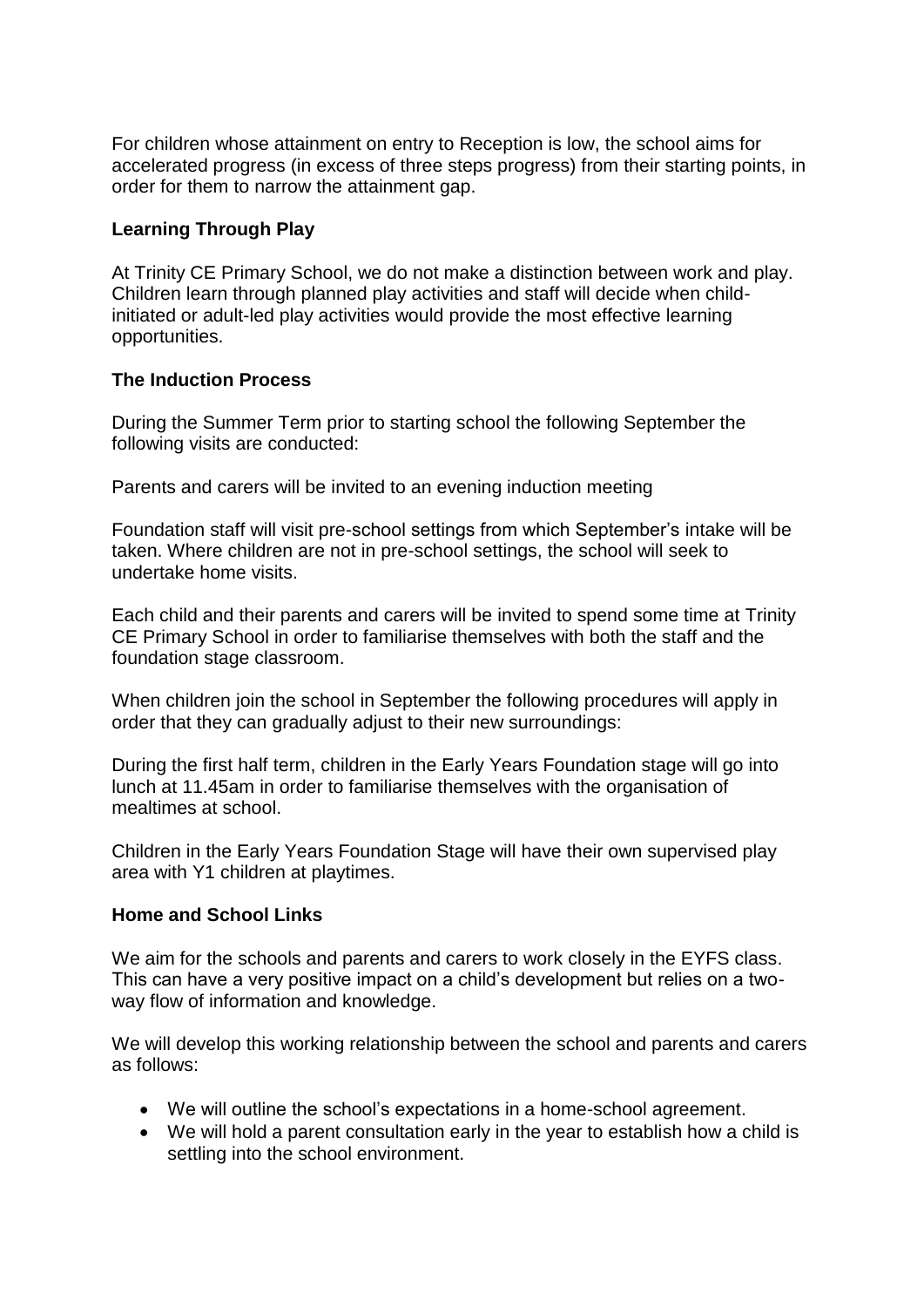For children whose attainment on entry to Reception is low, the school aims for accelerated progress (in excess of three steps progress) from their starting points, in order for them to narrow the attainment gap.

**Learning Through Play**

At Trinity CE Primary School, we do not make a distinction between work and play. Children learn through planned play activities and staff will decide when child-initiated or adult-led play activities would provide the most effective learning opportunities.

**The Induction Process**

During the Summer Term prior to starting school the following September the following visits are conducted:

Parents and carers will be invited to an evening induction meeting

Foundation staff will visit pre-school settings from which September's intake will be taken. Where children are not in pre-school settings, the school will seek to undertake home visits.

Each child and their parents and carers will be invited to spend some time at Trinity CE Primary School in order to familiarise themselves with both the staff and the foundation stage classroom.

When children join the school in September the following procedures will apply in order that they can gradually adjust to their new surroundings:

During the first half term, children in the Early Years Foundation stage will go into lunch at 11.45am in order to familiarise themselves with the organisation of mealtimes at school.

Children in the Early Years Foundation Stage will have their own supervised play area with Y1 children at playtimes.

**Home and School Links**

We aim for the schools and parents and carers to work closely in the EYFS class. This can have a very positive impact on a child's development but relies on a two-way flow of information and knowledge.

We will develop this working relationship between the school and parents and carers as follows:

- We will outline the school's expectations in a home-school agreement.
- We will hold a parent consultation early in the year to establish how a child is settling into the school environment.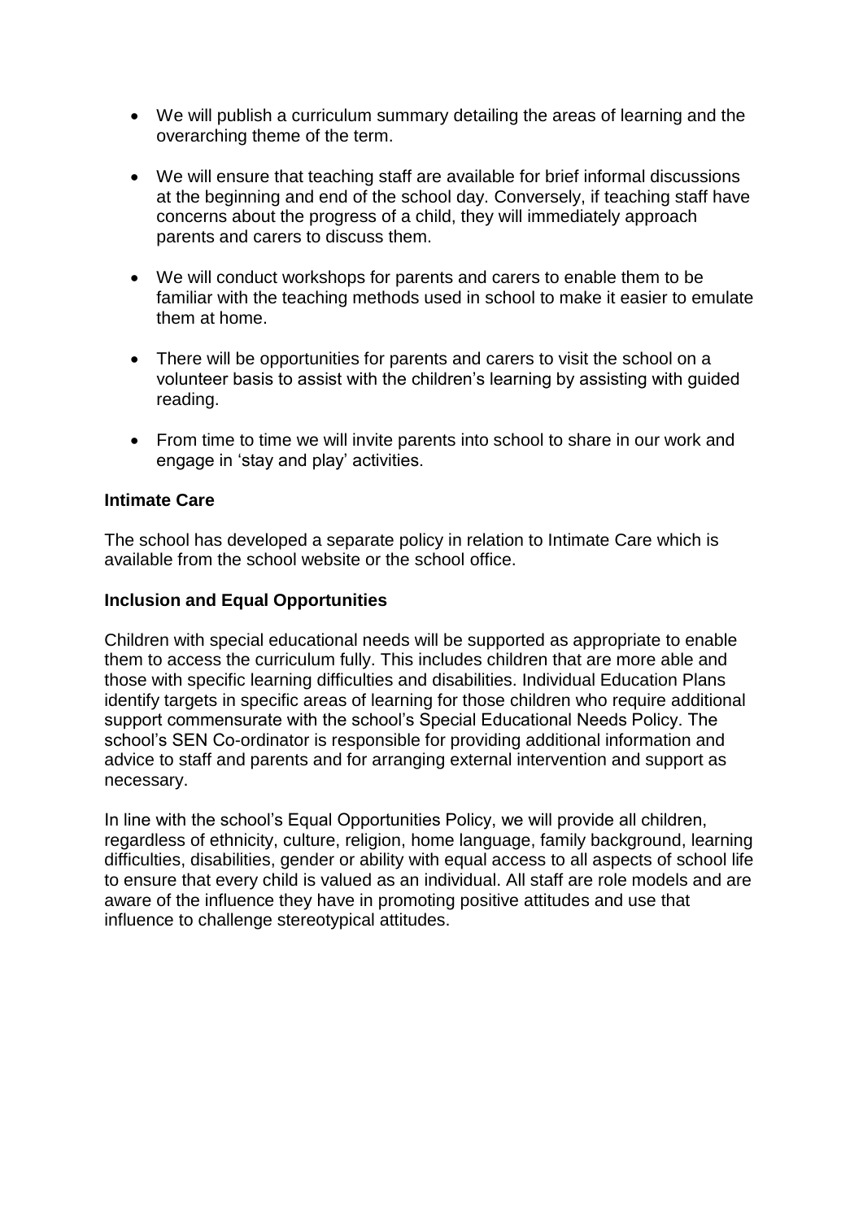- We will publish a curriculum summary detailing the areas of learning and the overarching theme of the term.

- We will ensure that teaching staff are available for brief informal discussions at the beginning and end of the school day. Conversely, if teaching staff have concerns about the progress of a child, they will immediately approach parents and carers to discuss them.

- We will conduct workshops for parents and carers to enable them to be familiar with the teaching methods used in school to make it easier to emulate them at home.

- There will be opportunities for parents and carers to visit the school on a volunteer basis to assist with the children's learning by assisting with guided reading.

- From time to time we will invite parents into school to share in our work and engage in 'stay and play' activities.

**Intimate Care**

The school has developed a separate policy in relation to Intimate Care which is available from the school website or the school office.

**Inclusion and Equal Opportunities**

Children with special educational needs will be supported as appropriate to enable them to access the curriculum fully. This includes children that are more able and those with specific learning difficulties and disabilities. Individual Education Plans identify targets in specific areas of learning for those children who require additional support commensurate with the school's Special Educational Needs Policy. The school's SEN Co-ordinator is responsible for providing additional information and advice to staff and parents and for arranging external intervention and support as necessary.

In line with the school's Equal Opportunities Policy, we will provide all children, regardless of ethnicity, culture, religion, home language, family background, learning difficulties, disabilities, gender or ability with equal access to all aspects of school life to ensure that every child is valued as an individual. All staff are role models and are aware of the influence they have in promoting positive attitudes and use that influence to challenge stereotypical attitudes.